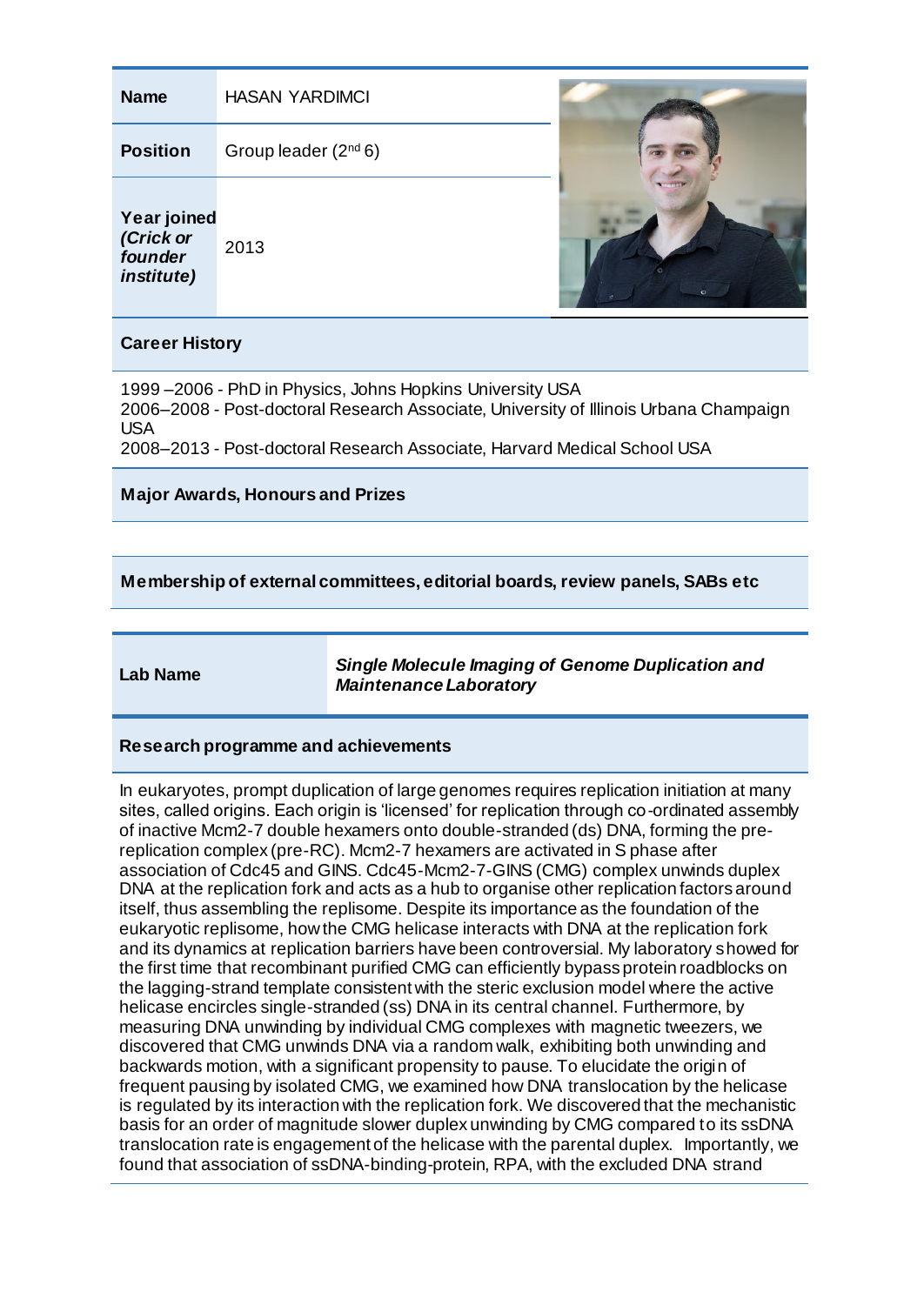| | |
|---|---|
| **Name** | HASAN YARDIMCI |
| **Position** | Group leader (2nd 6) |
| **Year joined *(Crick or founder institute)*** | 2013 |

**Career History**

1999 –2006 - PhD in Physics, Johns Hopkins University USA
2006–2008 - Post-doctoral Research Associate, University of Illinois Urbana Champaign USA
2008–2013 - Post-doctoral Research Associate, Harvard Medical School USA

**Major Awards, Honours and Prizes**

**Membership of external committees, editorial boards, review panels, SABs etc**

| | |
|---|---|
| **Lab Name** | ***Single Molecule Imaging of Genome Duplication and Maintenance Laboratory*** |

**Research programme and achievements**

In eukaryotes, prompt duplication of large genomes requires replication initiation at many sites, called origins. Each origin is 'licensed' for replication through co-ordinated assembly of inactive Mcm2-7 double hexamers onto double-stranded (ds) DNA, forming the pre-replication complex (pre-RC). Mcm2-7 hexamers are activated in S phase after association of Cdc45 and GINS. Cdc45-Mcm2-7-GINS (CMG) complex unwinds duplex DNA at the replication fork and acts as a hub to organise other replication factors around itself, thus assembling the replisome. Despite its importance as the foundation of the eukaryotic replisome, how the CMG helicase interacts with DNA at the replication fork and its dynamics at replication barriers have been controversial. My laboratory showed for the first time that recombinant purified CMG can efficiently bypass protein roadblocks on the lagging-strand template consistent with the steric exclusion model where the active helicase encircles single-stranded (ss) DNA in its central channel. Furthermore, by measuring DNA unwinding by individual CMG complexes with magnetic tweezers, we discovered that CMG unwinds DNA via a random walk, exhibiting both unwinding and backwards motion, with a significant propensity to pause. To elucidate the origin of frequent pausing by isolated CMG, we examined how DNA translocation by the helicase is regulated by its interaction with the replication fork. We discovered that the mechanistic basis for an order of magnitude slower duplex unwinding by CMG compared to its ssDNA translocation rate is engagement of the helicase with the parental duplex. Importantly, we found that association of ssDNA-binding-protein, RPA, with the excluded DNA strand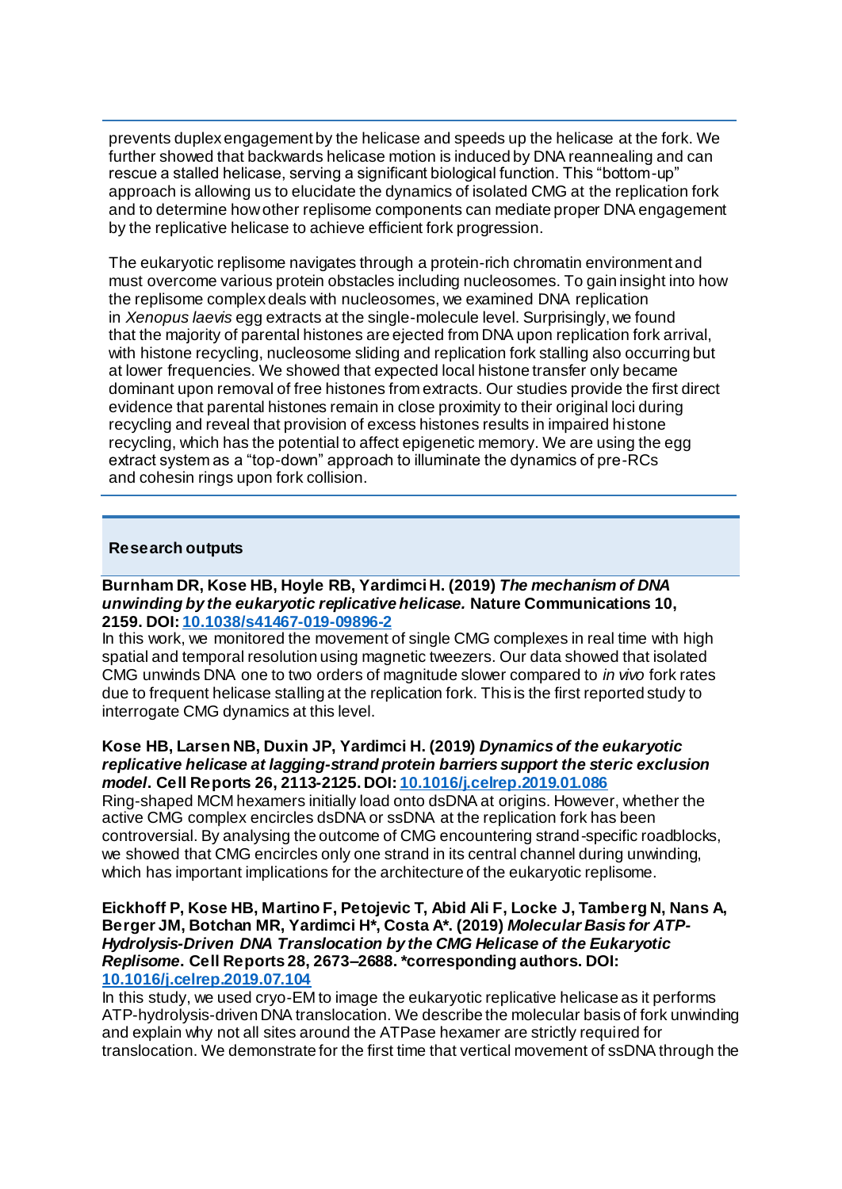prevents duplex engagement by the helicase and speeds up the helicase at the fork. We further showed that backwards helicase motion is induced by DNA reannealing and can rescue a stalled helicase, serving a significant biological function. This "bottom-up" approach is allowing us to elucidate the dynamics of isolated CMG at the replication fork and to determine how other replisome components can mediate proper DNA engagement by the replicative helicase to achieve efficient fork progression.

The eukaryotic replisome navigates through a protein-rich chromatin environment and must overcome various protein obstacles including nucleosomes. To gain insight into how the replisome complex deals with nucleosomes, we examined DNA replication in *Xenopus laevis* egg extracts at the single-molecule level. Surprisingly, we found that the majority of parental histones are ejected from DNA upon replication fork arrival, with histone recycling, nucleosome sliding and replication fork stalling also occurring but at lower frequencies. We showed that expected local histone transfer only became dominant upon removal of free histones from extracts. Our studies provide the first direct evidence that parental histones remain in close proximity to their original loci during recycling and reveal that provision of excess histones results in impaired histone recycling, which has the potential to affect epigenetic memory. We are using the egg extract system as a "top-down" approach to illuminate the dynamics of pre-RCs and cohesin rings upon fork collision.

## Research outputs

**Burnham DR, Kose HB, Hoyle RB, Yardimci H. (2019) *The mechanism of DNA unwinding by the eukaryotic replicative helicase.* Nature Communications 10, 2159. DOI: [10.1038/s41467-019-09896-2](https://doi.org/10.1038/s41467-019-09896-2)**

In this work, we monitored the movement of single CMG complexes in real time with high spatial and temporal resolution using magnetic tweezers. Our data showed that isolated CMG unwinds DNA one to two orders of magnitude slower compared to *in vivo* fork rates due to frequent helicase stalling at the replication fork. This is the first reported study to interrogate CMG dynamics at this level.

**Kose HB, Larsen NB, Duxin JP, Yardimci H. (2019) *Dynamics of the eukaryotic replicative helicase at lagging-strand protein barriers support the steric exclusion model*. Cell Reports 26, 2113-2125. DOI: [10.1016/j.celrep.2019.01.086](https://doi.org/10.1016/j.celrep.2019.01.086)**

Ring-shaped MCM hexamers initially load onto dsDNA at origins. However, whether the active CMG complex encircles dsDNA or ssDNA at the replication fork has been controversial. By analysing the outcome of CMG encountering strand-specific roadblocks, we showed that CMG encircles only one strand in its central channel during unwinding, which has important implications for the architecture of the eukaryotic replisome.

**Eickhoff P, Kose HB, Martino F, Petojevic T, Abid Ali F, Locke J, Tamberg N, Nans A, Berger JM, Botchan MR, Yardimci H\*, Costa A\*. (2019) *Molecular Basis for ATP-Hydrolysis-Driven DNA Translocation by the CMG Helicase of the Eukaryotic Replisome*. Cell Reports 28, 2673–2688. \*corresponding authors. DOI: [10.1016/j.celrep.2019.07.104](https://doi.org/10.1016/j.celrep.2019.07.104)**

In this study, we used cryo-EM to image the eukaryotic replicative helicase as it performs ATP-hydrolysis-driven DNA translocation. We describe the molecular basis of fork unwinding and explain why not all sites around the ATPase hexamer are strictly required for translocation. We demonstrate for the first time that vertical movement of ssDNA through the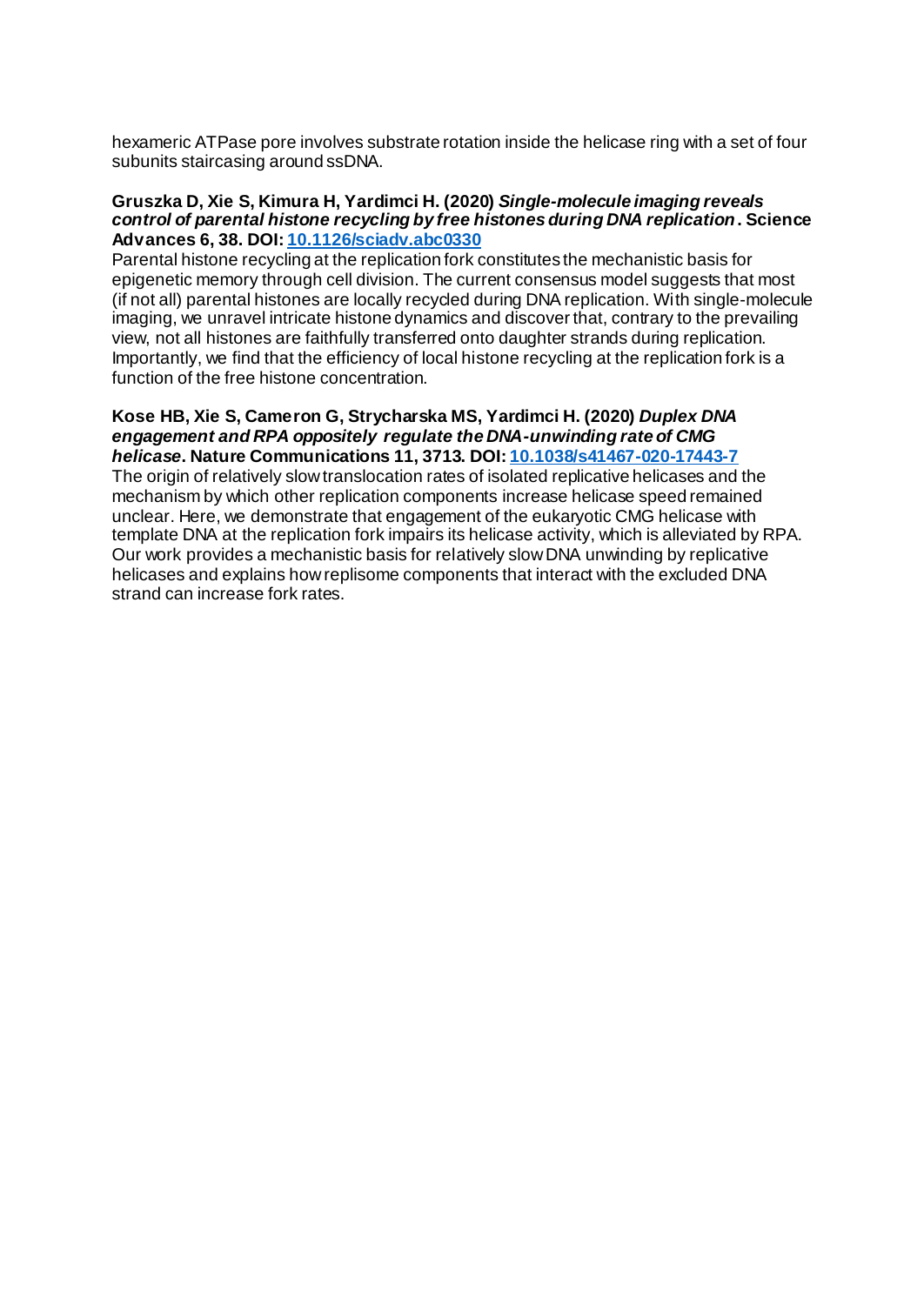hexameric ATPase pore involves substrate rotation inside the helicase ring with a set of four subunits staircasing around ssDNA.

**Gruszka D, Xie S, Kimura H, Yardimci H. (2020)** ***Single-molecule imaging reveals control of parental histone recycling by free histones during DNA replication*****. Science Advances 6, 38. DOI: [10.1126/sciadv.abc0330](https://doi.org/10.1126/sciadv.abc0330)**
Parental histone recycling at the replication fork constitutes the mechanistic basis for epigenetic memory through cell division. The current consensus model suggests that most (if not all) parental histones are locally recycled during DNA replication. With single-molecule imaging, we unravel intricate histone dynamics and discover that, contrary to the prevailing view, not all histones are faithfully transferred onto daughter strands during replication. Importantly, we find that the efficiency of local histone recycling at the replication fork is a function of the free histone concentration.

**Kose HB, Xie S, Cameron G, Strycharska MS, Yardimci H. (2020)** ***Duplex DNA engagement and RPA oppositely regulate the DNA-unwinding rate of CMG helicase*****. Nature Communications 11, 3713. DOI: [10.1038/s41467-020-17443-7](https://doi.org/10.1038/s41467-020-17443-7)**
The origin of relatively slow translocation rates of isolated replicative helicases and the mechanism by which other replication components increase helicase speed remained unclear. Here, we demonstrate that engagement of the eukaryotic CMG helicase with template DNA at the replication fork impairs its helicase activity, which is alleviated by RPA. Our work provides a mechanistic basis for relatively slow DNA unwinding by replicative helicases and explains how replisome components that interact with the excluded DNA strand can increase fork rates.